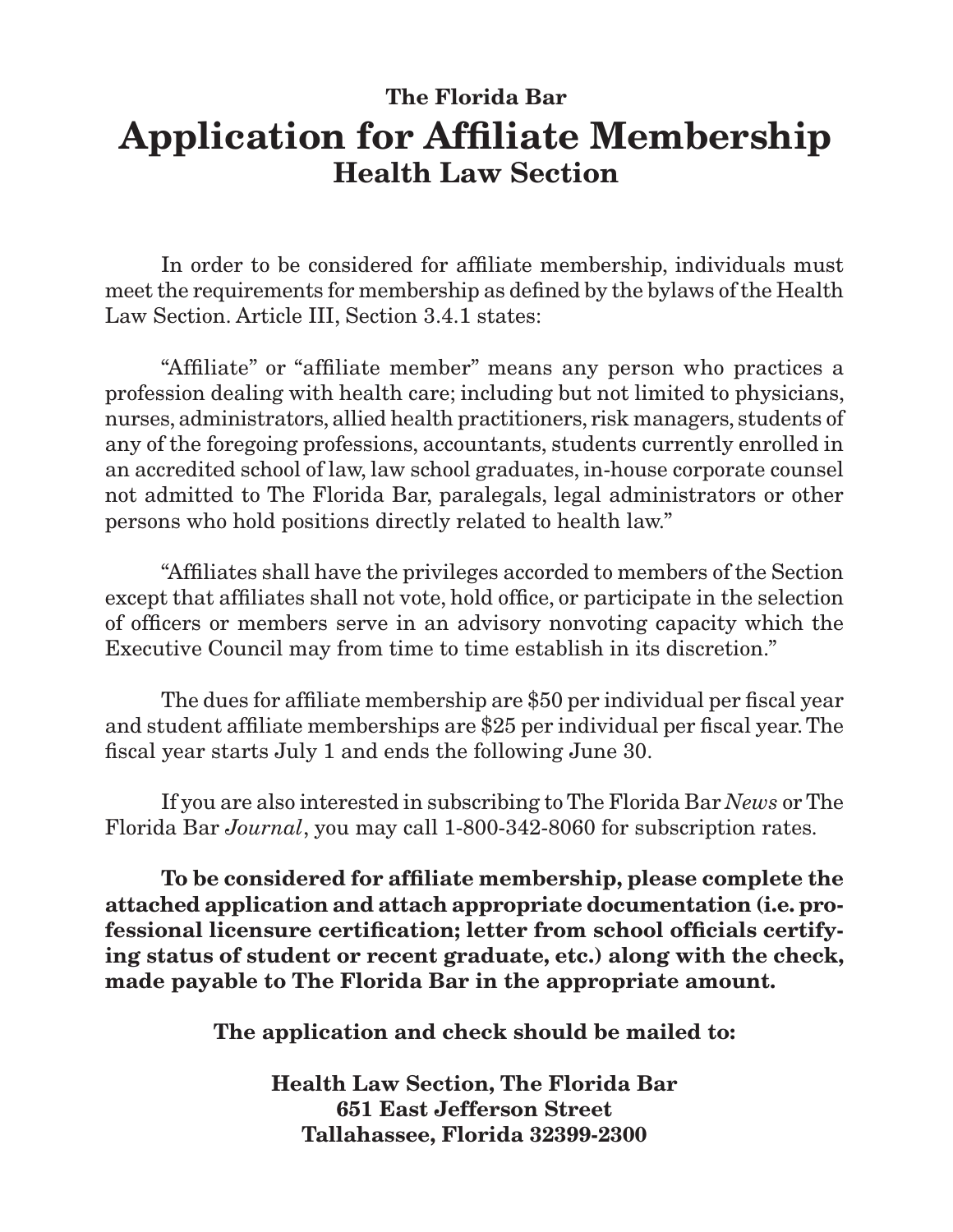**The Florida Bar**

# Application for Affiliate Membership

## Health Law Section

In order to be considered for affiliate membership, individuals must meet the requirements for membership as defined by the bylaws of the Health Law Section. Article III, Section 3.4.1 states:

"Affiliate" or "affiliate member" means any person who practices a profession dealing with health care; including but not limited to physicians, nurses, administrators, allied health practitioners, risk managers, students of any of the foregoing professions, accountants, students currently enrolled in an accredited school of law, law school graduates, in-house corporate counsel not admitted to The Florida Bar, paralegals, legal administrators or other persons who hold positions directly related to health law."

"Affiliates shall have the privileges accorded to members of the Section except that affiliates shall not vote, hold office, or participate in the selection of officers or members serve in an advisory nonvoting capacity which the Executive Council may from time to time establish in its discretion."

The dues for affiliate membership are $50 per individual per fiscal year and student affiliate memberships are $25 per individual per fiscal year. The fiscal year starts July 1 and ends the following June 30.

If you are also interested in subscribing to The Florida Bar *News* or The Florida Bar *Journal*, you may call 1-800-342-8060 for subscription rates.

**To be considered for affiliate membership, please complete the attached application and attach appropriate documentation (i.e. professional licensure certification; letter from school officials certifying status of student or recent graduate, etc.) along with the check, made payable to The Florida Bar in the appropriate amount.**

**The application and check should be mailed to:**

**Health Law Section, The Florida Bar**
**651 East Jefferson Street**
**Tallahassee, Florida 32399-2300**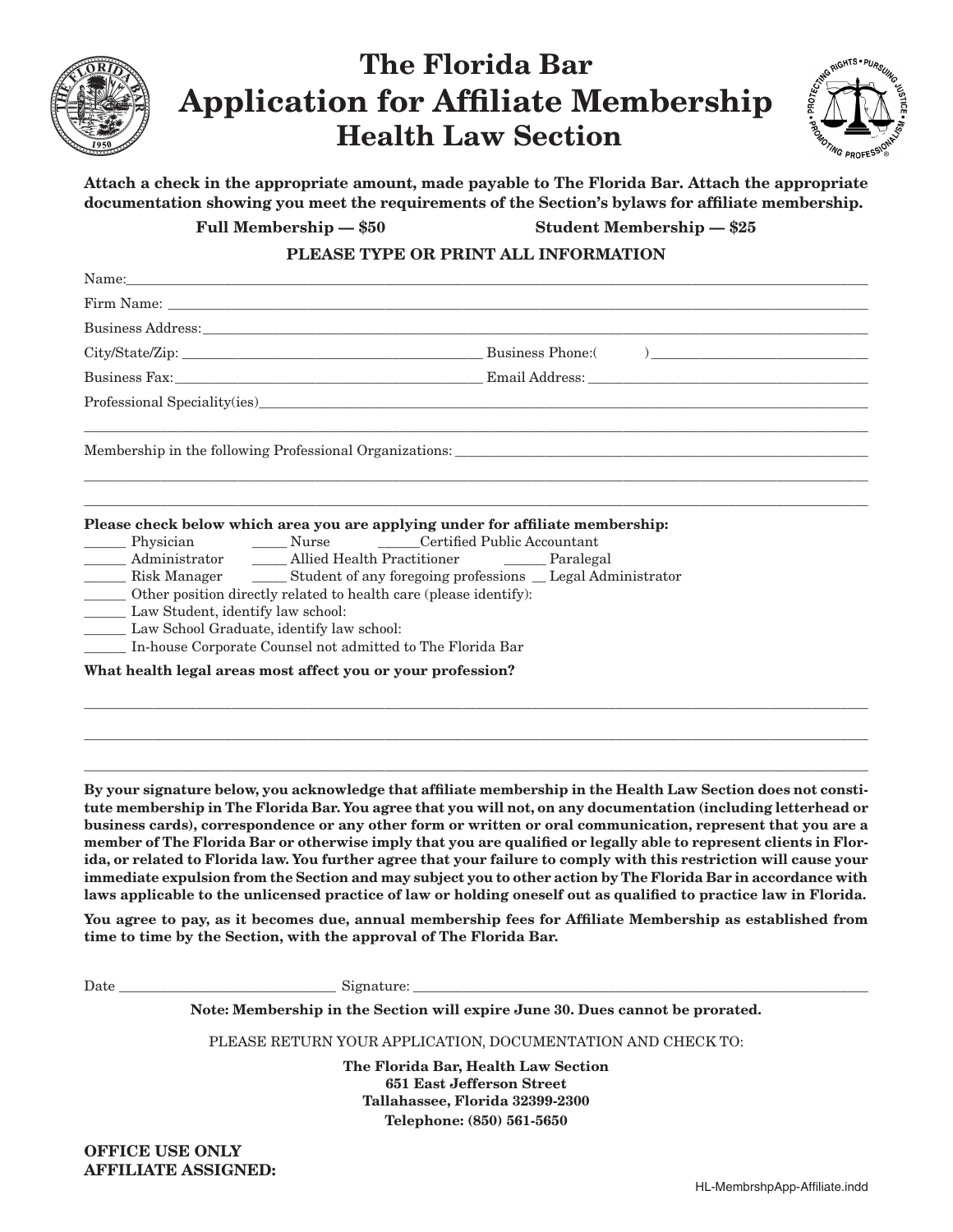# The Florida Bar
# Application for Affiliate Membership
## Health Law Section

**Attach a check in the appropriate amount, made payable to The Florida Bar. Attach the appropriate documentation showing you meet the requirements of the Section's bylaws for affiliate membership.**

**Full Membership — $50** **Student Membership — $25**

**PLEASE TYPE OR PRINT ALL INFORMATION**

Name:______________________________________________________________

Firm Name: _________________________________________________________

Business Address:____________________________________________________

City/State/Zip: ______________________________ Business Phone:( ) ______________________

Business Fax:________________________________ Email Address: ________________________

Professional Speciality(ies)_____________________________________________

____________________________________________________________________

Membership in the following Professional Organizations: ____________________

____________________________________________________________________

____________________________________________________________________

**Please check below which area you are applying under for affiliate membership:**

______ Physician _____ Nurse ______Certified Public Accountant
______ Administrator _____ Allied Health Practitioner ______ Paralegal
______ Risk Manager _____ Student of any foregoing professions __ Legal Administrator
______ Other position directly related to health care (please identify):
______ Law Student, identify law school:
______ Law School Graduate, identify law school:
______ In-house Corporate Counsel not admitted to The Florida Bar

**What health legal areas most affect you or your profession?**

____________________________________________________________________

____________________________________________________________________

____________________________________________________________________

**By your signature below, you acknowledge that affiliate membership in the Health Law Section does not constitute membership in The Florida Bar. You agree that you will not, on any documentation (including letterhead or business cards), correspondence or any other form or written or oral communication, represent that you are a member of The Florida Bar or otherwise imply that you are qualified or legally able to represent clients in Florida, or related to Florida law. You further agree that your failure to comply with this restriction will cause your immediate expulsion from the Section and may subject you to other action by The Florida Bar in accordance with laws applicable to the unlicensed practice of law or holding oneself out as qualified to practice law in Florida.**

**You agree to pay, as it becomes due, annual membership fees for Affiliate Membership as established from time to time by the Section, with the approval of The Florida Bar.**

Date ____________________________ Signature: ______________________________________

**Note: Membership in the Section will expire June 30. Dues cannot be prorated.**

PLEASE RETURN YOUR APPLICATION, DOCUMENTATION AND CHECK TO:

**The Florida Bar, Health Law Section**
**651 East Jefferson Street**
**Tallahassee, Florida 32399-2300**
**Telephone: (850) 561-5650**

**OFFICE USE ONLY**
**AFFILIATE ASSIGNED:**

HL-MembrshpApp-Affiliate.indd